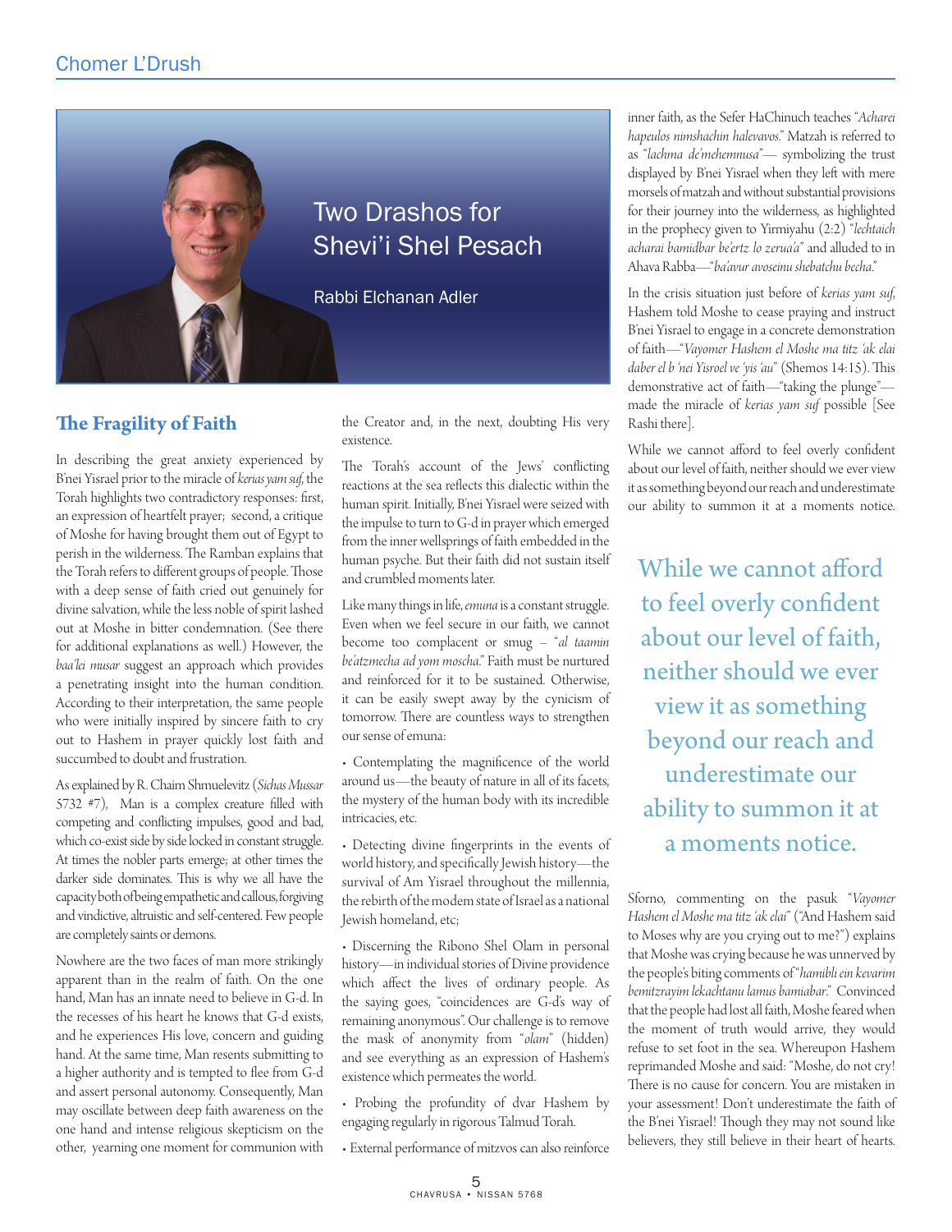# Two Drashos for Shevi'i Shel Pesach

Rabbi Elchanan Adler

## The Fragility of Faith

In describing the great anxiety experienced by B'nei Yisrael prior to the miracle of *kerias yam suf*, the Torah highlights two contradictory responses: first, an expression of heartfelt prayer; second, a critique of Moshe for having brought them out of Egypt to perish in the wilderness. The Ramban explains that the Torah refers to different groups of people. Those with a deep sense of faith cried out genuinely for divine salvation, while the less noble of spirit lashed out at Moshe in bitter condemnation. (See there for additional explanations as well.) However, the *baa'lei musar* suggest an approach which provides a penetrating insight into the human condition. According to their interpretation, the same people who were initially inspired by sincere faith to cry out to Hashem in prayer quickly lost faith and succumbed to doubt and frustration.

As explained by R. Chaim Shmuelevitz (*Sichas Mussar* 5732 #7), Man is a complex creature filled with competing and conflicting impulses, good and bad, which co-exist side by side locked in constant struggle. At times the nobler parts emerge; at other times the darker side dominates. This is why we all have the capacity both of being empathetic and callous, forgiving and vindictive, altruistic and self-centered. Few people are completely saints or demons.

Nowhere are the two faces of man more strikingly apparent than in the realm of faith. On the one hand, Man has an innate need to believe in G-d. In the recesses of his heart he knows that G-d exists, and he experiences His love, concern and guiding hand. At the same time, Man resents submitting to a higher authority and is tempted to flee from G-d and assert personal autonomy. Consequently, Man may oscillate between deep faith awareness on the one hand and intense religious skepticism on the other, yearning one moment for communion with the Creator and, in the next, doubting His very existence.

The Torah's account of the Jews' conflicting reactions at the sea reflects this dialectic within the human spirit. Initially, B'nei Yisrael were seized with the impulse to turn to G-d in prayer which emerged from the inner wellsprings of faith embedded in the human psyche. But their faith did not sustain itself and crumbled moments later.

Like many things in life, *emuna* is a constant struggle. Even when we feel secure in our faith, we cannot become too complacent or smug – "*al taamin be'atzmecha ad yom moscha*." Faith must be nurtured and reinforced for it to be sustained. Otherwise, it can be easily swept away by the cynicism of tomorrow. There are countless ways to strengthen our sense of emuna:

- Contemplating the magnificence of the world around us—the beauty of nature in all of its facets, the mystery of the human body with its incredible intricacies, etc.
- Detecting divine fingerprints in the events of world history, and specifically Jewish history—the survival of Am Yisrael throughout the millennia, the rebirth of the modern state of Israel as a national Jewish homeland, etc;
- Discerning the Ribono Shel Olam in personal history—in individual stories of Divine providence which affect the lives of ordinary people. As the saying goes, "coincidences are G-d's way of remaining anonymous". Our challenge is to remove the mask of anonymity from "*olam*" (hidden) and see everything as an expression of Hashem's existence which permeates the world.
- Probing the profundity of dvar Hashem by engaging regularly in rigorous Talmud Torah.
- External performance of mitzvos can also reinforce inner faith, as the Sefer HaChinuch teaches "*Acharei hapeulos nimshachin halevavos*." Matzah is referred to as "*lachma de'mehemnusa*"— symbolizing the trust displayed by B'nei Yisrael when they left with mere morsels of matzah and without substantial provisions for their journey into the wilderness, as highlighted in the prophecy given to Yirmiyahu (2:2) "*lechtaich acharai bamidbar be'ertz lo zerua'a*" and alluded to in Ahava Rabba—"*ba'avur avoseinu shebatchu becha*."

In the crisis situation just before of *kerias yam suf*, Hashem told Moshe to cease praying and instruct B'nei Yisrael to engage in a concrete demonstration of faith—"*Vayomer Hashem el Moshe ma titz 'ak elai daber el b 'nei Yisroel ve 'yis 'au*" (Shemos 14:15). This demonstrative act of faith—"taking the plunge"—made the miracle of *kerias yam suf* possible [See Rashi there].

While we cannot afford to feel overly confident about our level of faith, neither should we ever view it as something beyond our reach and underestimate our ability to summon it at a moments notice.

> While we cannot afford to feel overly confident about our level of faith, neither should we ever view it as something beyond our reach and underestimate our ability to summon it at a moments notice.

Sforno, commenting on the pasuk "*Vayomer Hashem el Moshe ma titz 'ak elai*" ("And Hashem said to Moses why are you crying out to me?") explains that Moshe was crying because he was unnerved by the people's biting comments of "*hamibli ein kevarim bemitzrayim lekachtanu lamus bamiabar*." Convinced that the people had lost all faith, Moshe feared when the moment of truth would arrive, they would refuse to set foot in the sea. Whereupon Hashem reprimanded Moshe and said: "Moshe, do not cry! There is no cause for concern. You are mistaken in your assessment! Don't underestimate the faith of the B'nei Yisrael! Though they may not sound like believers, they still believe in their heart of hearts.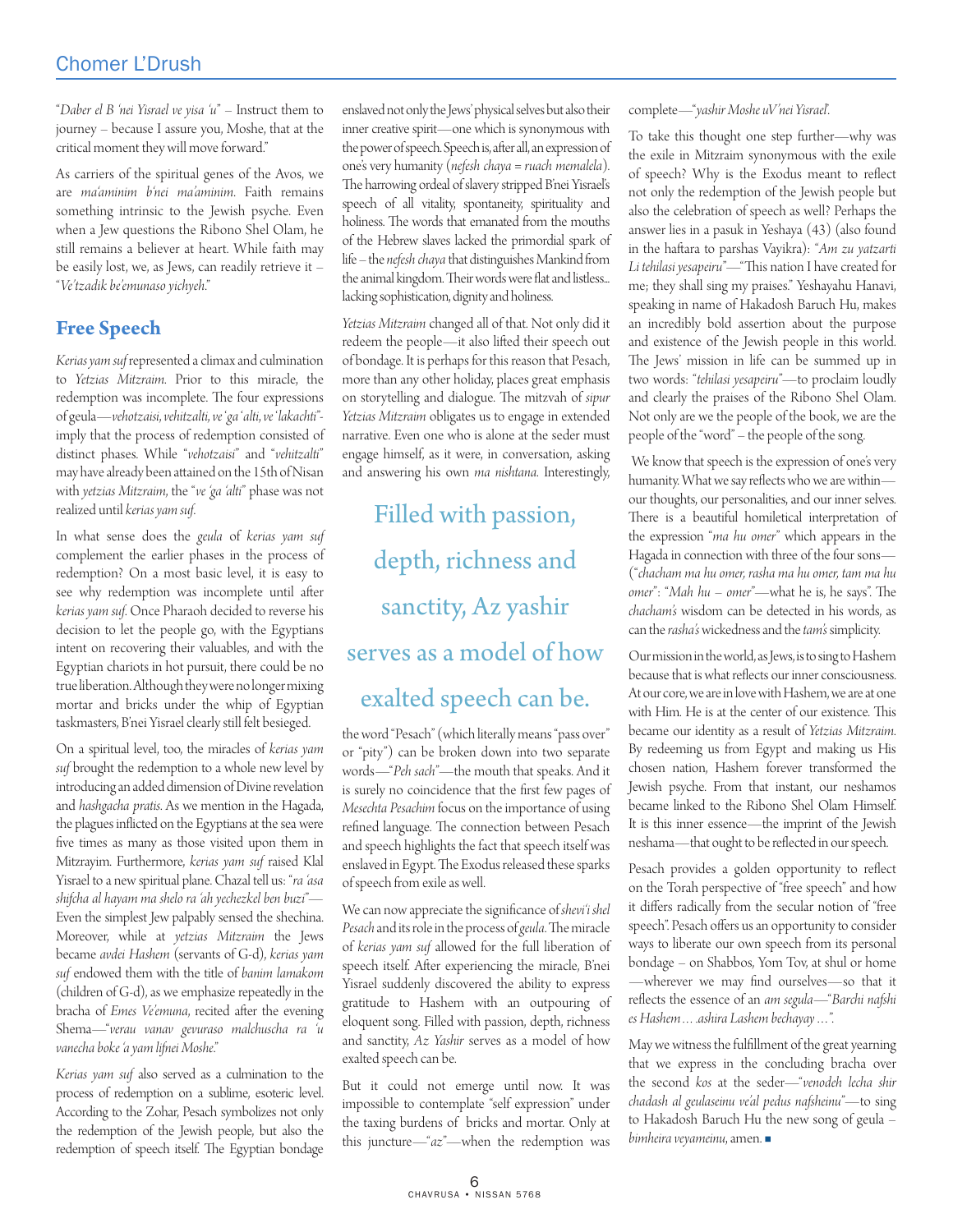"*Daber el B 'nei Yisrael ve yisa 'u*" – Instruct them to journey – because I assure you, Moshe, that at the critical moment they will move forward."

As carriers of the spiritual genes of the Avos, we are *ma'aminim b'nei ma'aminim.* Faith remains something intrinsic to the Jewish psyche. Even when a Jew questions the Ribono Shel Olam, he still remains a believer at heart. While faith may be easily lost, we, as Jews, can readily retrieve it – "*Ve'tzadik be'emunaso yichyeh*."

## Free Speech

*Kerias yam suf* represented a climax and culmination to *Yetzias Mitzraim.* Prior to this miracle, the redemption was incomplete. The four expressions of geula—*vehotzaisi, vehitzalti, ve'ga'alti, ve'lakachti*"- imply that the process of redemption consisted of distinct phases. While "*vehotzaisi*" and "*vehitzalti*" may have already been attained on the 15th of Nisan with *yetzias Mitzraim*, the "*ve'ga'alti*" phase was not realized until *kerias yam suf.*

In what sense does the *geula* of *kerias yam suf* complement the earlier phases in the process of redemption? On a most basic level, it is easy to see why redemption was incomplete until after *kerias yam suf.* Once Pharaoh decided to reverse his decision to let the people go, with the Egyptians intent on recovering their valuables, and with the Egyptian chariots in hot pursuit, there could be no true liberation. Although they were no longer mixing mortar and bricks under the whip of Egyptian taskmasters, B'nei Yisrael clearly still felt besieged.

On a spiritual level, too, the miracles of *kerias yam suf* brought the redemption to a whole new level by introducing an added dimension of Divine revelation and *hashgacha pratis.* As we mention in the Hagada, the plagues inflicted on the Egyptians at the sea were five times as many as those visited upon them in Mitzrayim. Furthermore, *kerias yam suf* raised Klal Yisrael to a new spiritual plane. Chazal tell us: "*ra'asa shifcha al hayam ma shelo ra'ah yechezkel ben buzi*"—Even the simplest Jew palpably sensed the shechina. Moreover, while at *yetzias Mitzraim* the Jews became *avdei Hashem* (servants of G-d), *kerias yam suf* endowed them with the title of *banim lamakom* (children of G-d), as we emphasize repeatedly in the bracha of *Emes Ve'emuna*, recited after the evening Shema—"*verau vanav gevuraso malchuscha ra 'u vanecha boke'a yam lifnei Moshe*."

*Kerias yam suf* also served as a culmination to the process of redemption on a sublime, esoteric level. According to the Zohar, Pesach symbolizes not only the redemption of the Jewish people, but also the redemption of speech itself. The Egyptian bondage enslaved not only the Jews' physical selves but also their inner creative spirit—one which is synonymous with the power of speech. Speech is, after all, an expression of one's very humanity (*nefesh chaya = ruach memalela*). The harrowing ordeal of slavery stripped B'nei Yisrael's speech of all vitality, spontaneity, spirituality and holiness. The words that emanated from the mouths of the Hebrew slaves lacked the primordial spark of life – the *nefesh chaya* that distinguishes Mankind from the animal kingdom. Their words were flat and listless... lacking sophistication, dignity and holiness.

*Yetzias Mitzraim* changed all of that. Not only did it redeem the people—it also lifted their speech out of bondage. It is perhaps for this reason that Pesach, more than any other holiday, places great emphasis on storytelling and dialogue. The mitzvah of *sipur Yetzias Mitzraim* obligates us to engage in extended narrative. Even one who is alone at the seder must engage himself, as it were, in conversation, asking and answering his own *ma nishtana.* Interestingly, the word "Pesach" (which literally means "pass over" or "pity") can be broken down into two separate words—"*Peh sach*"—the mouth that speaks. And it is surely no coincidence that the first few pages of *Mesechta Pesachim* focus on the importance of using refined language. The connection between Pesach and speech highlights the fact that speech itself was enslaved in Egypt. The Exodus released these sparks of speech from exile as well.

> Filled with passion, depth, richness and sanctity, Az yashir serves as a model of how exalted speech can be.

We can now appreciate the significance of *shevi'i shel Pesach* and its role in the process of *geula.* The miracle of *kerias yam suf* allowed for the full liberation of speech itself. After experiencing the miracle, B'nei Yisrael suddenly discovered the ability to express gratitude to Hashem with an outpouring of eloquent song. Filled with passion, depth, richness and sanctity, *Az Yashir* serves as a model of how exalted speech can be.

But it could not emerge until now. It was impossible to contemplate "self expression" under the taxing burdens of bricks and mortar. Only at this juncture—"*az*"—when the redemption was complete—"*yashir Moshe uV'nei Yisrael*".

To take this thought one step further—why was the exile in Mitzraim synonymous with the exile of speech? Why is the Exodus meant to reflect not only the redemption of the Jewish people but also the celebration of speech as well? Perhaps the answer lies in a pasuk in Yeshaya (43) (also found in the haftara to parshas Vayikra): "*Am zu yatzarti Li tehilasi yesapeiru*"—"This nation I have created for me; they shall sing my praises." Yeshayahu Hanavi, speaking in name of Hakadosh Baruch Hu, makes an incredibly bold assertion about the purpose and existence of the Jewish people in this world. The Jews' mission in life can be summed up in two words: "*tehilasi yesapeiru*"—to proclaim loudly and clearly the praises of the Ribono Shel Olam. Not only are we the people of the book, we are the people of the "word" – the people of the song.

We know that speech is the expression of one's very humanity. What we say reflects who we are within—our thoughts, our personalities, and our inner selves. There is a beautiful homiletical interpretation of the expression "*ma hu omer*" which appears in the Hagada in connection with three of the four sons—("*chacham ma hu omer, rasha ma hu omer, tam ma hu omer*": "*Mah hu – omer*"—what he is, he says". The *chacham's* wisdom can be detected in his words, as can the *rasha's* wickedness and the *tam's* simplicity.

Our mission in the world, as Jews, is to sing to Hashem because that is what reflects our inner consciousness. At our core, we are in love with Hashem, we are at one with Him. He is at the center of our existence. This became our identity as a result of *Yetzias Mitzraim.* By redeeming us from Egypt and making us His chosen nation, Hashem forever transformed the Jewish psyche. From that instant, our neshamos became linked to the Ribono Shel Olam Himself. It is this inner essence—the imprint of the Jewish neshama—that ought to be reflected in our speech.

Pesach provides a golden opportunity to reflect on the Torah perspective of "free speech" and how it differs radically from the secular notion of "free speech". Pesach offers us an opportunity to consider ways to liberate our own speech from its personal bondage – on Shabbos, Yom Tov, at shul or home —wherever we may find ourselves—so that it reflects the essence of an *am segula*—"*Barchi nafshi es Hashem… .ashira Lashem bechayay …*".

May we witness the fulfillment of the great yearning that we express in the concluding bracha over the second *kos* at the seder—"*venodeh lecha shir chadash al geulaseinu ve'al pedus nafsheinu*"—to sing to Hakadosh Baruch Hu the new song of geula – *bimheira veyameinu*, amen. ■